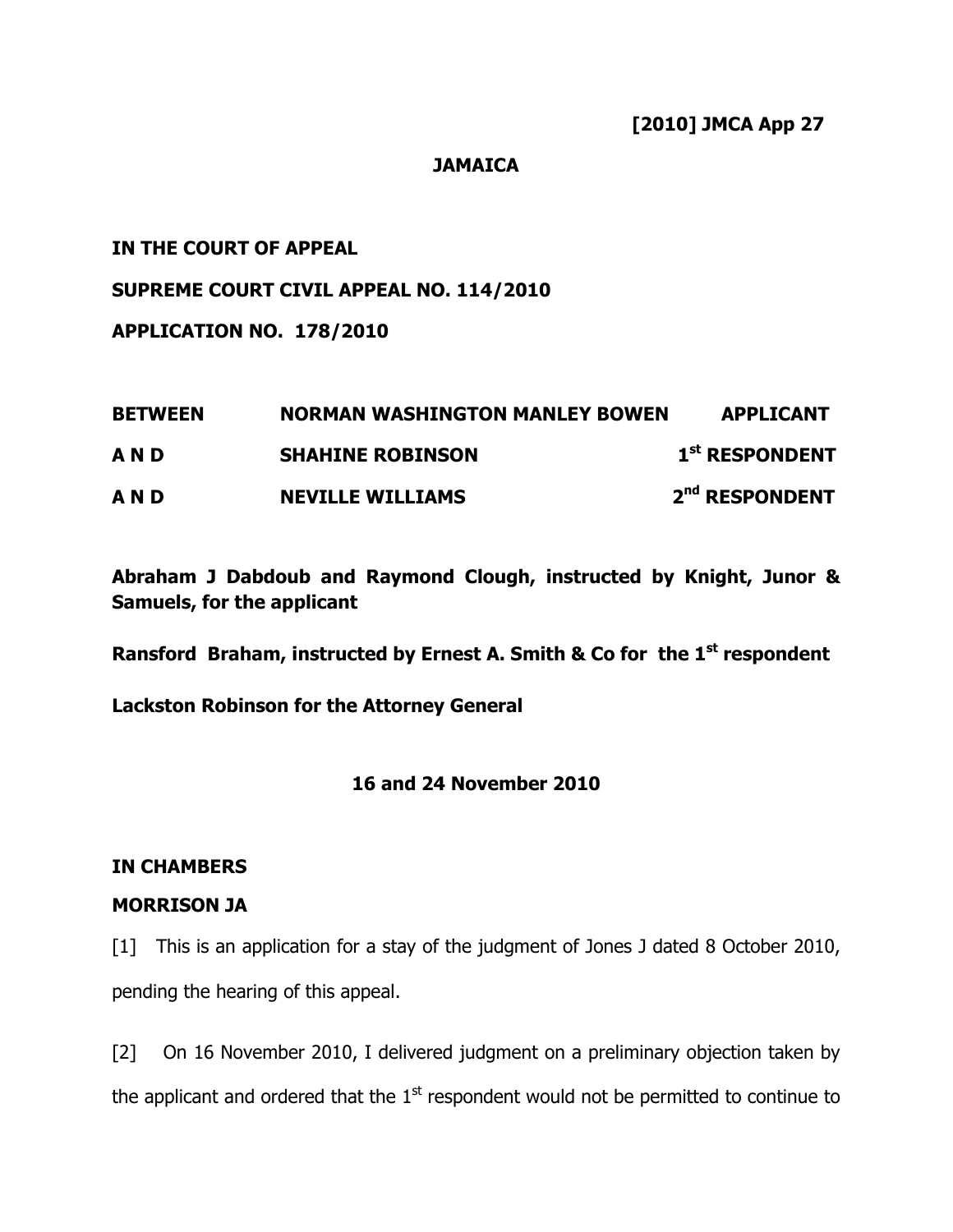**[2010] JMCA App 27**

**JAMAICA**

**IN THE COURT OF APPEAL**

**SUPREME COURT CIVIL APPEAL NO. 114/2010**

**APPLICATION NO. 178/2010**

| | | |
|---|---|---|
| **BETWEEN** | **NORMAN WASHINGTON MANLEY BOWEN** | **APPLICANT** |
| **A N D** | **SHAHINE ROBINSON** | **1st RESPONDENT** |
| **A N D** | **NEVILLE WILLIAMS** | **2nd RESPONDENT** |

**Abraham J Dabdoub and Raymond Clough, instructed by Knight, Junor & Samuels, for the applicant**

**Ransford Braham, instructed by Ernest A. Smith & Co for the 1st respondent**

**Lackston Robinson for the Attorney General**

**16 and 24 November 2010**

**IN CHAMBERS**

**MORRISON JA**

[1] This is an application for a stay of the judgment of Jones J dated 8 October 2010, pending the hearing of this appeal.

[2] On 16 November 2010, I delivered judgment on a preliminary objection taken by the applicant and ordered that the 1st respondent would not be permitted to continue to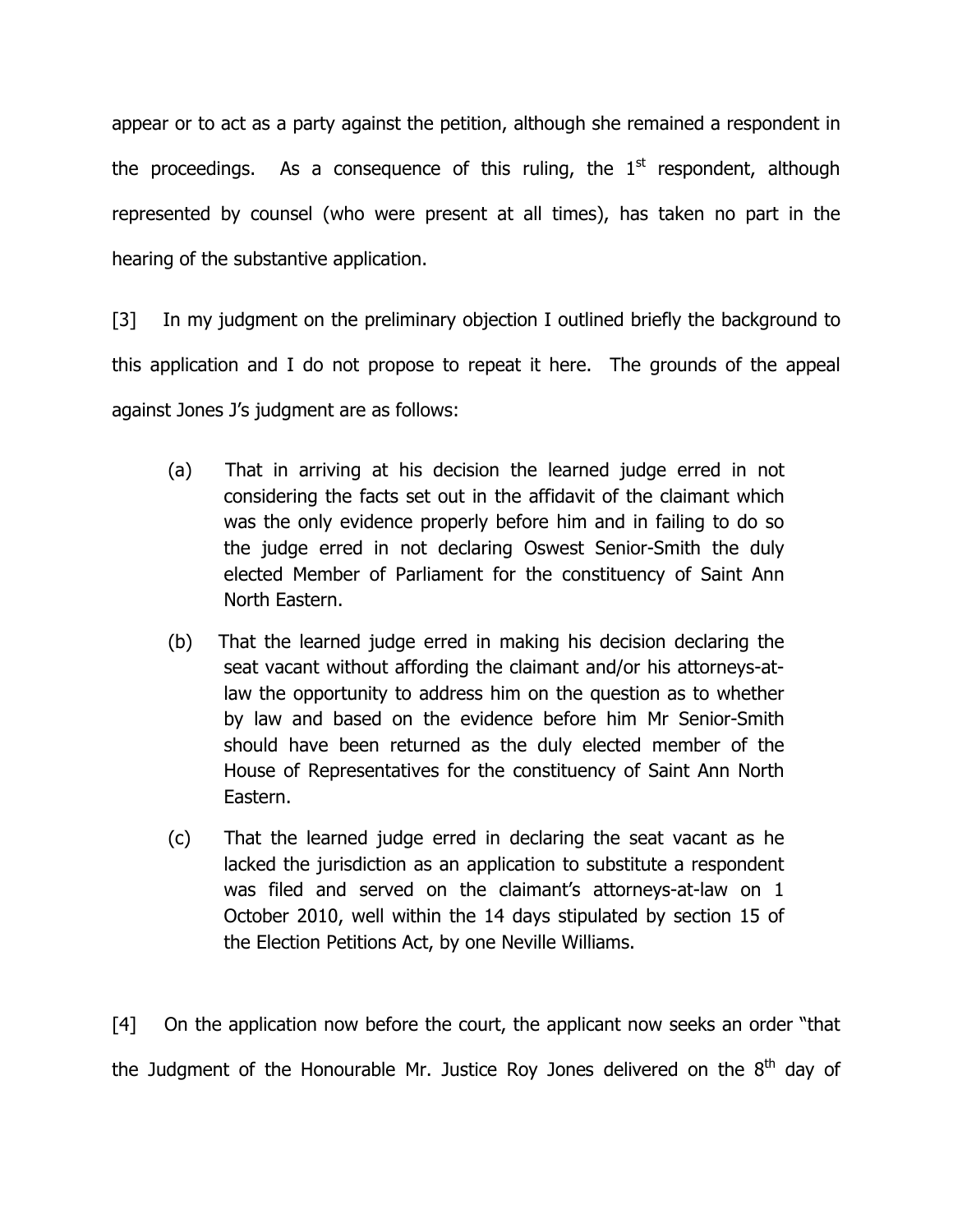appear or to act as a party against the petition, although she remained a respondent in the proceedings. As a consequence of this ruling, the 1st respondent, although represented by counsel (who were present at all times), has taken no part in the hearing of the substantive application.

[3] In my judgment on the preliminary objection I outlined briefly the background to this application and I do not propose to repeat it here. The grounds of the appeal against Jones J's judgment are as follows:

> (a) That in arriving at his decision the learned judge erred in not considering the facts set out in the affidavit of the claimant which was the only evidence properly before him and in failing to do so the judge erred in not declaring Oswest Senior-Smith the duly elected Member of Parliament for the constituency of Saint Ann North Eastern.
>
> (b) That the learned judge erred in making his decision declaring the seat vacant without affording the claimant and/or his attorneys-at-law the opportunity to address him on the question as to whether by law and based on the evidence before him Mr Senior-Smith should have been returned as the duly elected member of the House of Representatives for the constituency of Saint Ann North Eastern.
>
> (c) That the learned judge erred in declaring the seat vacant as he lacked the jurisdiction as an application to substitute a respondent was filed and served on the claimant's attorneys-at-law on 1 October 2010, well within the 14 days stipulated by section 15 of the Election Petitions Act, by one Neville Williams.

[4] On the application now before the court, the applicant now seeks an order "that the Judgment of the Honourable Mr. Justice Roy Jones delivered on the 8th day of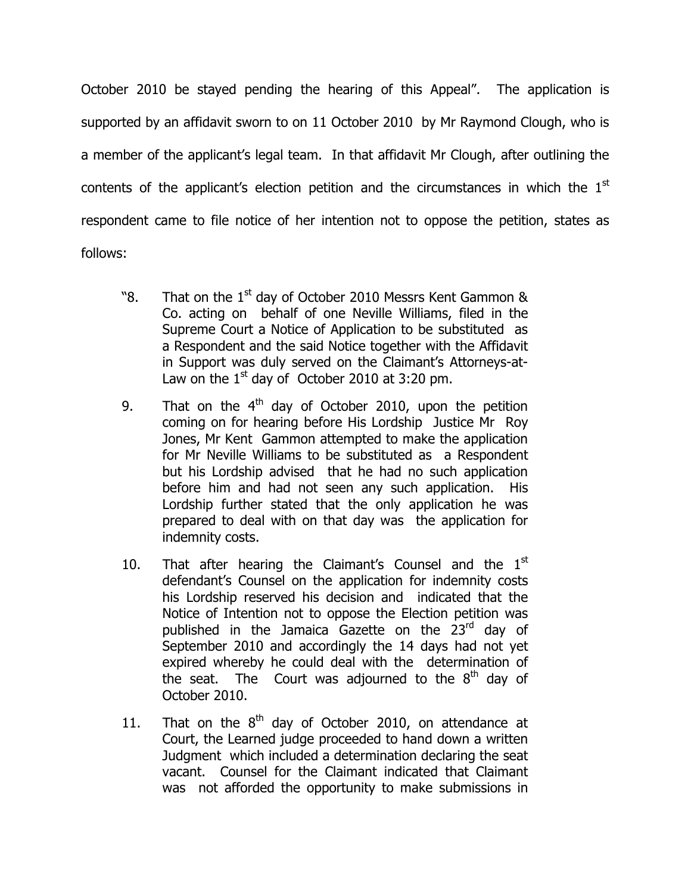October 2010 be stayed pending the hearing of this Appeal". The application is supported by an affidavit sworn to on 11 October 2010 by Mr Raymond Clough, who is a member of the applicant's legal team. In that affidavit Mr Clough, after outlining the contents of the applicant's election petition and the circumstances in which the 1st respondent came to file notice of her intention not to oppose the petition, states as follows:

> "8. That on the 1st day of October 2010 Messrs Kent Gammon & Co. acting on behalf of one Neville Williams, filed in the Supreme Court a Notice of Application to be substituted as a Respondent and the said Notice together with the Affidavit in Support was duly served on the Claimant's Attorneys-at-Law on the 1st day of October 2010 at 3:20 pm.
>
> 9. That on the 4th day of October 2010, upon the petition coming on for hearing before His Lordship Justice Mr Roy Jones, Mr Kent Gammon attempted to make the application for Mr Neville Williams to be substituted as a Respondent but his Lordship advised that he had no such application before him and had not seen any such application. His Lordship further stated that the only application he was prepared to deal with on that day was the application for indemnity costs.
>
> 10. That after hearing the Claimant's Counsel and the 1st defendant's Counsel on the application for indemnity costs his Lordship reserved his decision and indicated that the Notice of Intention not to oppose the Election petition was published in the Jamaica Gazette on the 23rd day of September 2010 and accordingly the 14 days had not yet expired whereby he could deal with the determination of the seat. The Court was adjourned to the 8th day of October 2010.
>
> 11. That on the 8th day of October 2010, on attendance at Court, the Learned judge proceeded to hand down a written Judgment which included a determination declaring the seat vacant. Counsel for the Claimant indicated that Claimant was not afforded the opportunity to make submissions in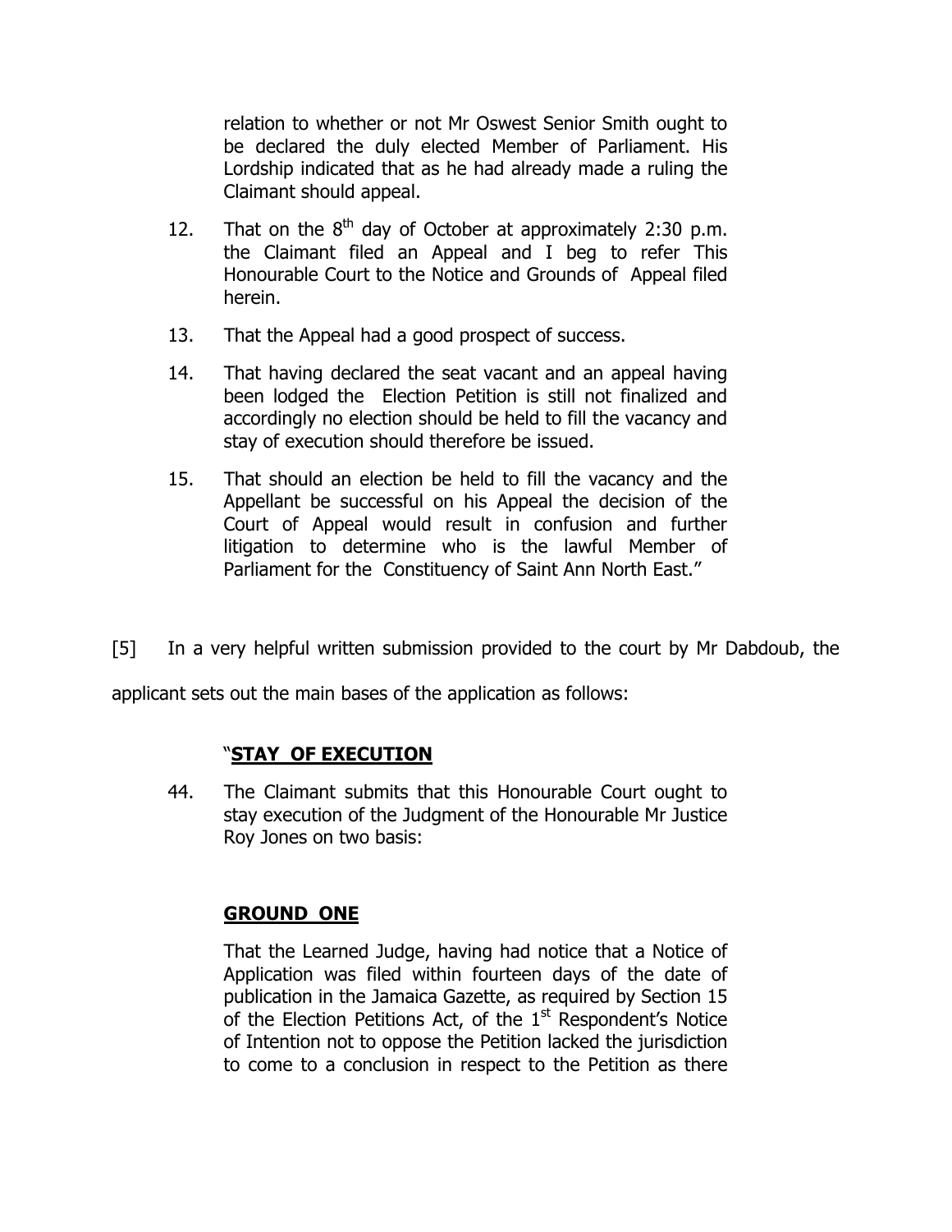relation to whether or not Mr Oswest Senior Smith ought to be declared the duly elected Member of Parliament. His Lordship indicated that as he had already made a ruling the Claimant should appeal.

12. That on the 8th day of October at approximately 2:30 p.m. the Claimant filed an Appeal and I beg to refer This Honourable Court to the Notice and Grounds of Appeal filed herein.

13. That the Appeal had a good prospect of success.

14. That having declared the seat vacant and an appeal having been lodged the Election Petition is still not finalized and accordingly no election should be held to fill the vacancy and stay of execution should therefore be issued.

15. That should an election be held to fill the vacancy and the Appellant be successful on his Appeal the decision of the Court of Appeal would result in confusion and further litigation to determine who is the lawful Member of Parliament for the Constituency of Saint Ann North East."

[5] In a very helpful written submission provided to the court by Mr Dabdoub, the applicant sets out the main bases of the application as follows:

"**STAY OF EXECUTION**

44. The Claimant submits that this Honourable Court ought to stay execution of the Judgment of the Honourable Mr Justice Roy Jones on two basis:

**GROUND ONE**

That the Learned Judge, having had notice that a Notice of Application was filed within fourteen days of the date of publication in the Jamaica Gazette, as required by Section 15 of the Election Petitions Act, of the 1st Respondent's Notice of Intention not to oppose the Petition lacked the jurisdiction to come to a conclusion in respect to the Petition as there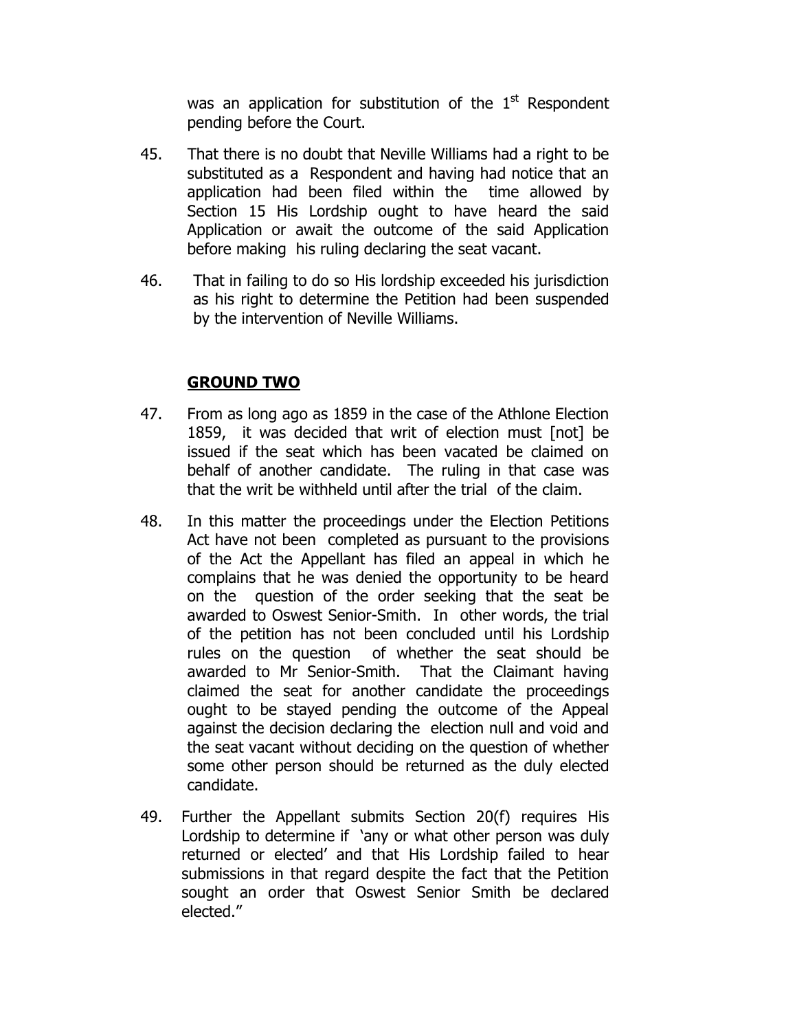was an application for substitution of the 1st Respondent pending before the Court.

45. That there is no doubt that Neville Williams had a right to be substituted as a Respondent and having had notice that an application had been filed within the time allowed by Section 15 His Lordship ought to have heard the said Application or await the outcome of the said Application before making his ruling declaring the seat vacant.

46. That in failing to do so His lordship exceeded his jurisdiction as his right to determine the Petition had been suspended by the intervention of Neville Williams.

**GROUND TWO**

47. From as long ago as 1859 in the case of the Athlone Election 1859, it was decided that writ of election must [not] be issued if the seat which has been vacated be claimed on behalf of another candidate. The ruling in that case was that the writ be withheld until after the trial of the claim.

48. In this matter the proceedings under the Election Petitions Act have not been completed as pursuant to the provisions of the Act the Appellant has filed an appeal in which he complains that he was denied the opportunity to be heard on the question of the order seeking that the seat be awarded to Oswest Senior-Smith. In other words, the trial of the petition has not been concluded until his Lordship rules on the question of whether the seat should be awarded to Mr Senior-Smith. That the Claimant having claimed the seat for another candidate the proceedings ought to be stayed pending the outcome of the Appeal against the decision declaring the election null and void and the seat vacant without deciding on the question of whether some other person should be returned as the duly elected candidate.

49. Further the Appellant submits Section 20(f) requires His Lordship to determine if 'any or what other person was duly returned or elected' and that His Lordship failed to hear submissions in that regard despite the fact that the Petition sought an order that Oswest Senior Smith be declared elected."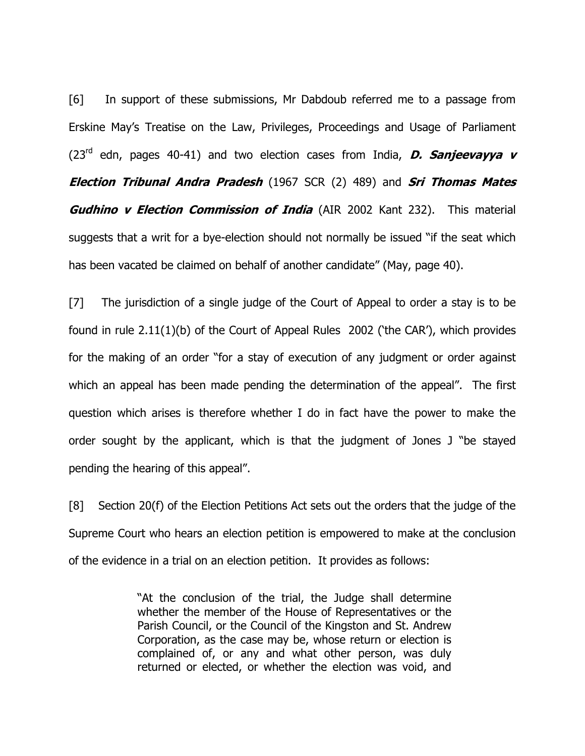[6] In support of these submissions, Mr Dabdoub referred me to a passage from Erskine May's Treatise on the Law, Privileges, Proceedings and Usage of Parliament (23rd edn, pages 40-41) and two election cases from India, ***D. Sanjeevayya v Election Tribunal Andra Pradesh*** (1967 SCR (2) 489) and ***Sri Thomas Mates Gudhino v Election Commission of India*** (AIR 2002 Kant 232). This material suggests that a writ for a bye-election should not normally be issued "if the seat which has been vacated be claimed on behalf of another candidate" (May, page 40).

[7] The jurisdiction of a single judge of the Court of Appeal to order a stay is to be found in rule 2.11(1)(b) of the Court of Appeal Rules 2002 ('the CAR'), which provides for the making of an order "for a stay of execution of any judgment or order against which an appeal has been made pending the determination of the appeal". The first question which arises is therefore whether I do in fact have the power to make the order sought by the applicant, which is that the judgment of Jones J "be stayed pending the hearing of this appeal".

[8] Section 20(f) of the Election Petitions Act sets out the orders that the judge of the Supreme Court who hears an election petition is empowered to make at the conclusion of the evidence in a trial on an election petition. It provides as follows:

> "At the conclusion of the trial, the Judge shall determine whether the member of the House of Representatives or the Parish Council, or the Council of the Kingston and St. Andrew Corporation, as the case may be, whose return or election is complained of, or any and what other person, was duly returned or elected, or whether the election was void, and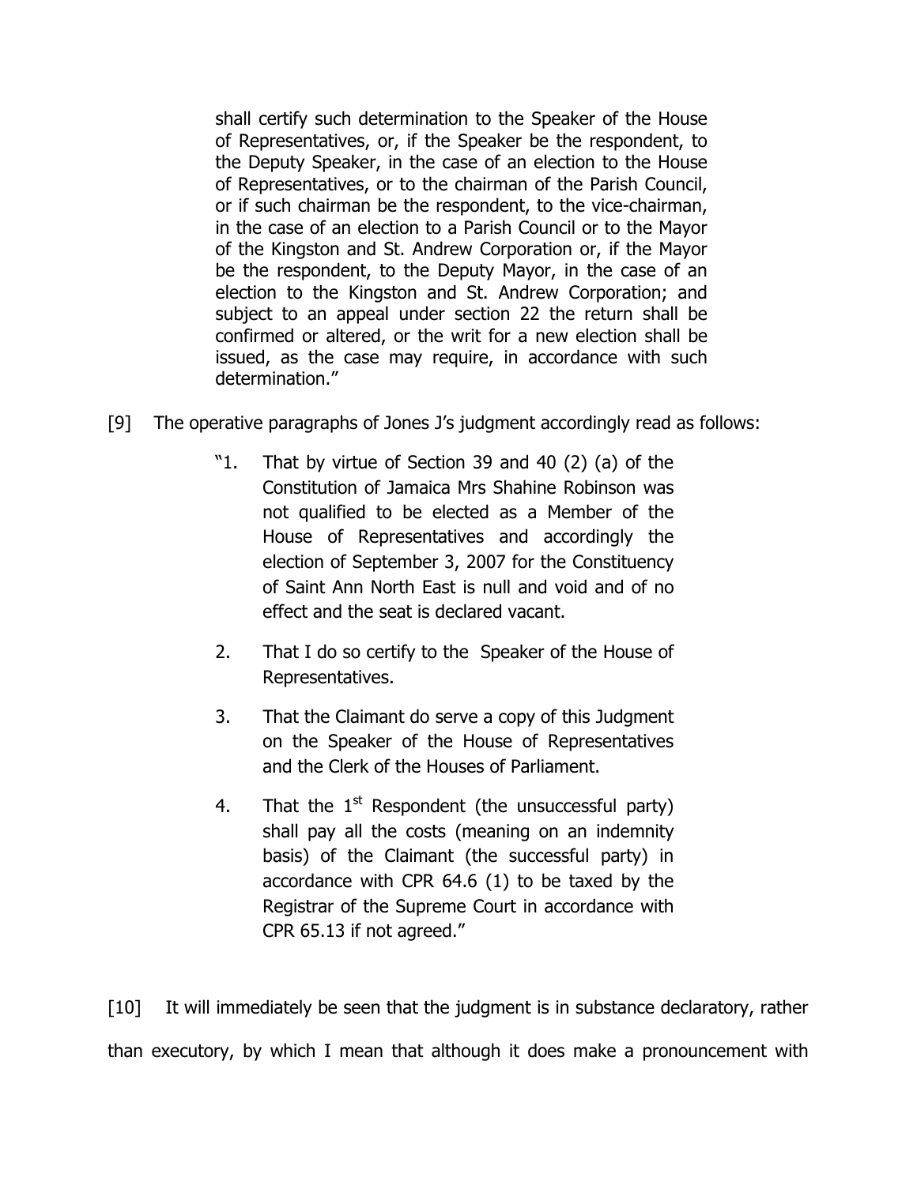> shall certify such determination to the Speaker of the House of Representatives, or, if the Speaker be the respondent, to the Deputy Speaker, in the case of an election to the House of Representatives, or to the chairman of the Parish Council, or if such chairman be the respondent, to the vice-chairman, in the case of an election to a Parish Council or to the Mayor of the Kingston and St. Andrew Corporation or, if the Mayor be the respondent, to the Deputy Mayor, in the case of an election to the Kingston and St. Andrew Corporation; and subject to an appeal under section 22 the return shall be confirmed or altered, or the writ for a new election shall be issued, as the case may require, in accordance with such determination."

[9] The operative paragraphs of Jones J's judgment accordingly read as follows:

> "1. That by virtue of Section 39 and 40 (2) (a) of the Constitution of Jamaica Mrs Shahine Robinson was not qualified to be elected as a Member of the House of Representatives and accordingly the election of September 3, 2007 for the Constituency of Saint Ann North East is null and void and of no effect and the seat is declared vacant.
>
> 2. That I do so certify to the Speaker of the House of Representatives.
>
> 3. That the Claimant do serve a copy of this Judgment on the Speaker of the House of Representatives and the Clerk of the Houses of Parliament.
>
> 4. That the 1st Respondent (the unsuccessful party) shall pay all the costs (meaning on an indemnity basis) of the Claimant (the successful party) in accordance with CPR 64.6 (1) to be taxed by the Registrar of the Supreme Court in accordance with CPR 65.13 if not agreed."

[10] It will immediately be seen that the judgment is in substance declaratory, rather than executory, by which I mean that although it does make a pronouncement with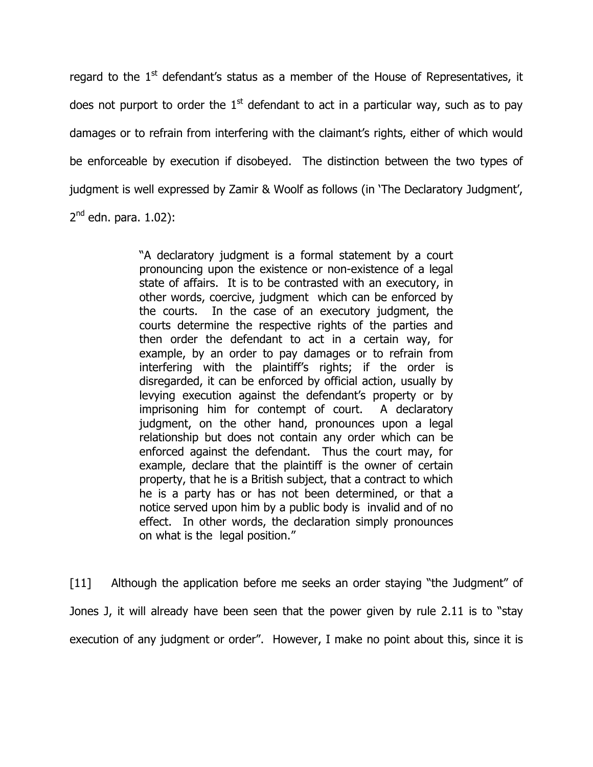regard to the 1st defendant's status as a member of the House of Representatives, it does not purport to order the 1st defendant to act in a particular way, such as to pay damages or to refrain from interfering with the claimant's rights, either of which would be enforceable by execution if disobeyed. The distinction between the two types of judgment is well expressed by Zamir & Woolf as follows (in 'The Declaratory Judgment', 2nd edn. para. 1.02):

> "A declaratory judgment is a formal statement by a court pronouncing upon the existence or non-existence of a legal state of affairs. It is to be contrasted with an executory, in other words, coercive, judgment which can be enforced by the courts. In the case of an executory judgment, the courts determine the respective rights of the parties and then order the defendant to act in a certain way, for example, by an order to pay damages or to refrain from interfering with the plaintiff's rights; if the order is disregarded, it can be enforced by official action, usually by levying execution against the defendant's property or by imprisoning him for contempt of court. A declaratory judgment, on the other hand, pronounces upon a legal relationship but does not contain any order which can be enforced against the defendant. Thus the court may, for example, declare that the plaintiff is the owner of certain property, that he is a British subject, that a contract to which he is a party has or has not been determined, or that a notice served upon him by a public body is invalid and of no effect. In other words, the declaration simply pronounces on what is the legal position."

[11] Although the application before me seeks an order staying "the Judgment" of Jones J, it will already have been seen that the power given by rule 2.11 is to "stay execution of any judgment or order". However, I make no point about this, since it is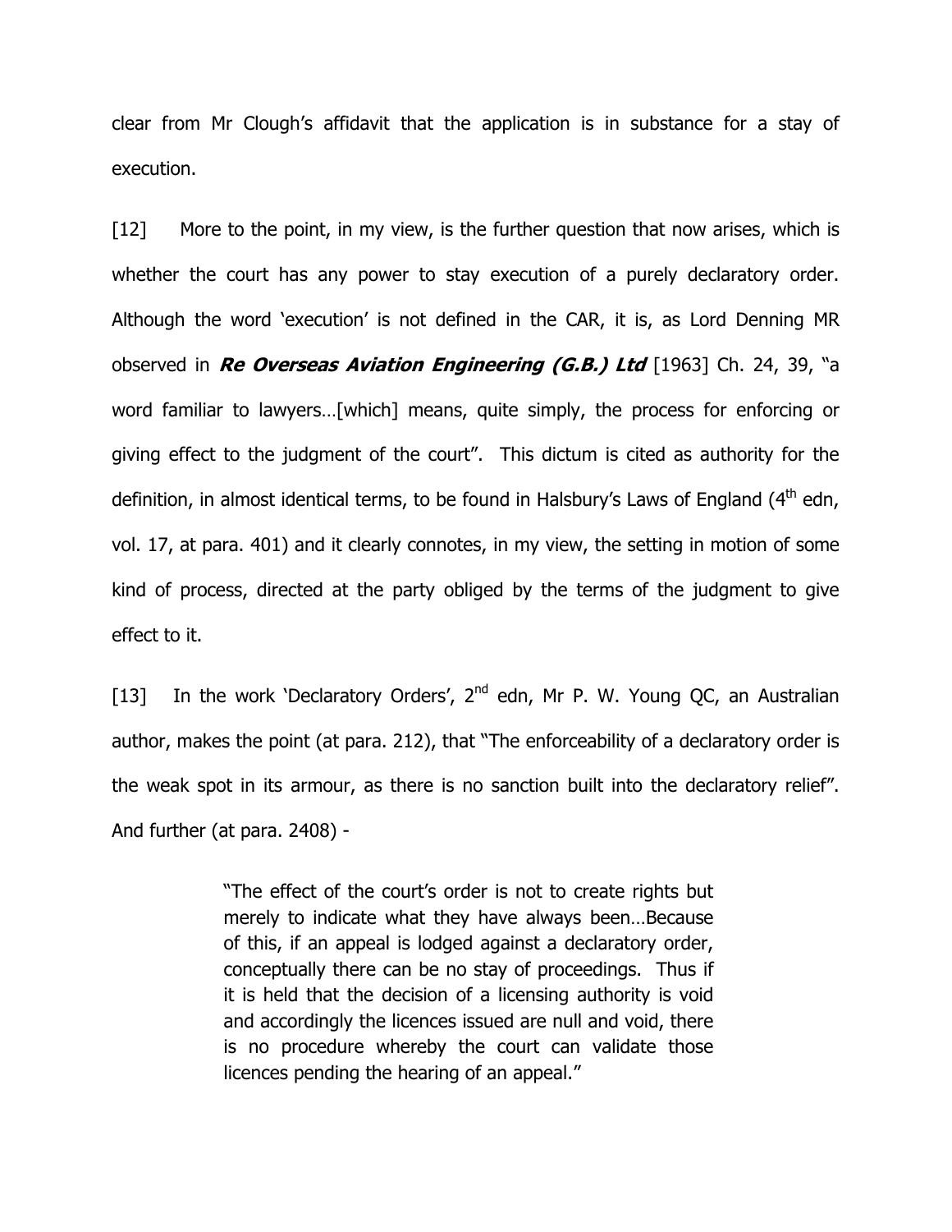clear from Mr Clough's affidavit that the application is in substance for a stay of execution.

[12] More to the point, in my view, is the further question that now arises, which is whether the court has any power to stay execution of a purely declaratory order. Although the word 'execution' is not defined in the CAR, it is, as Lord Denning MR observed in ***Re Overseas Aviation Engineering (G.B.) Ltd*** [1963] Ch. 24, 39, "a word familiar to lawyers…[which] means, quite simply, the process for enforcing or giving effect to the judgment of the court". This dictum is cited as authority for the definition, in almost identical terms, to be found in Halsbury's Laws of England (4th edn, vol. 17, at para. 401) and it clearly connotes, in my view, the setting in motion of some kind of process, directed at the party obliged by the terms of the judgment to give effect to it.

[13] In the work 'Declaratory Orders', 2nd edn, Mr P. W. Young QC, an Australian author, makes the point (at para. 212), that "The enforceability of a declaratory order is the weak spot in its armour, as there is no sanction built into the declaratory relief". And further (at para. 2408) -

> "The effect of the court's order is not to create rights but merely to indicate what they have always been…Because of this, if an appeal is lodged against a declaratory order, conceptually there can be no stay of proceedings. Thus if it is held that the decision of a licensing authority is void and accordingly the licences issued are null and void, there is no procedure whereby the court can validate those licences pending the hearing of an appeal."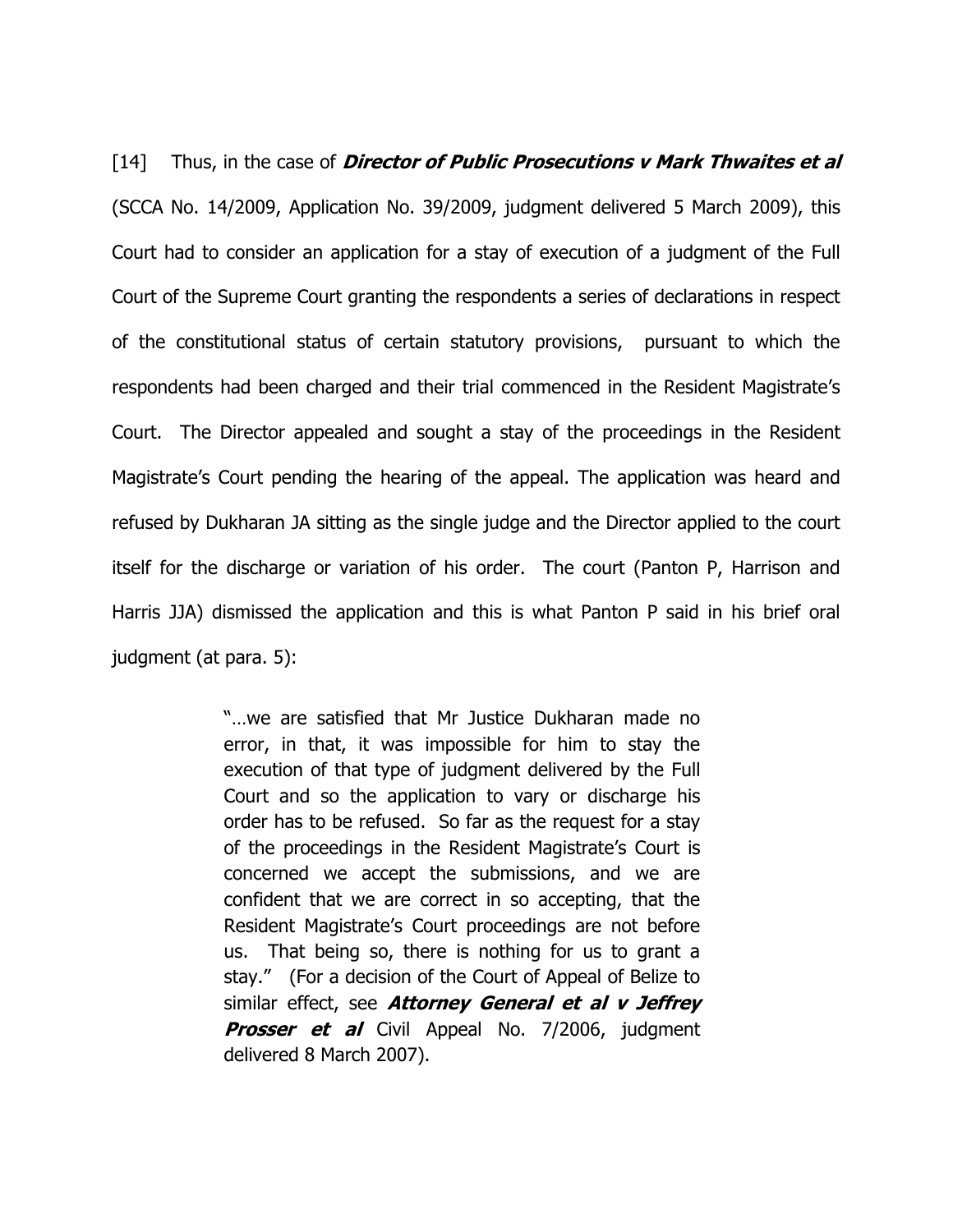[14] Thus, in the case of ***Director of Public Prosecutions v Mark Thwaites et al*** (SCCA No. 14/2009, Application No. 39/2009, judgment delivered 5 March 2009), this Court had to consider an application for a stay of execution of a judgment of the Full Court of the Supreme Court granting the respondents a series of declarations in respect of the constitutional status of certain statutory provisions, pursuant to which the respondents had been charged and their trial commenced in the Resident Magistrate's Court. The Director appealed and sought a stay of the proceedings in the Resident Magistrate's Court pending the hearing of the appeal. The application was heard and refused by Dukharan JA sitting as the single judge and the Director applied to the court itself for the discharge or variation of his order. The court (Panton P, Harrison and Harris JJA) dismissed the application and this is what Panton P said in his brief oral judgment (at para. 5):

> "…we are satisfied that Mr Justice Dukharan made no error, in that, it was impossible for him to stay the execution of that type of judgment delivered by the Full Court and so the application to vary or discharge his order has to be refused. So far as the request for a stay of the proceedings in the Resident Magistrate's Court is concerned we accept the submissions, and we are confident that we are correct in so accepting, that the Resident Magistrate's Court proceedings are not before us. That being so, there is nothing for us to grant a stay." (For a decision of the Court of Appeal of Belize to similar effect, see ***Attorney General et al v Jeffrey Prosser et al*** Civil Appeal No. 7/2006, judgment delivered 8 March 2007).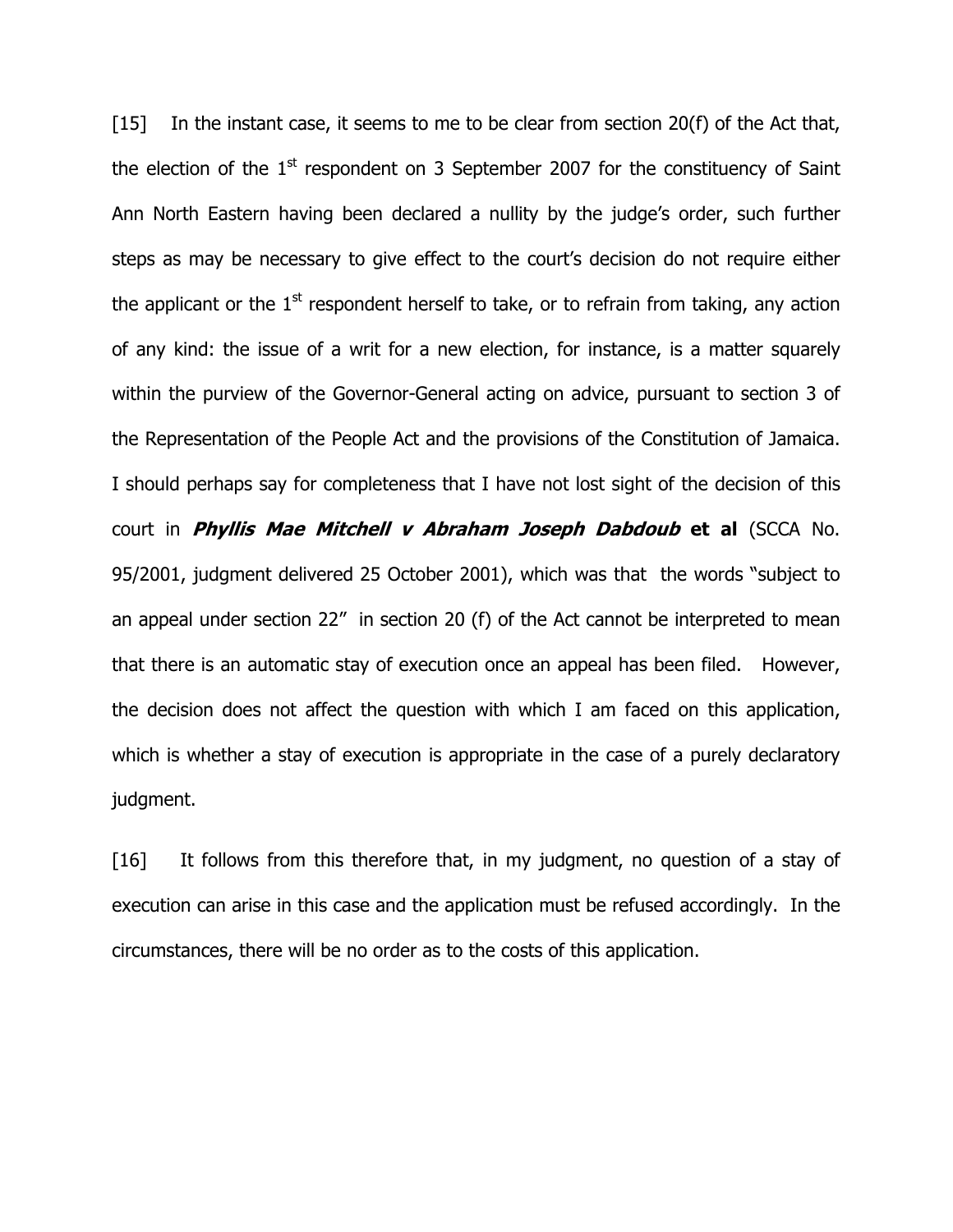[15] In the instant case, it seems to me to be clear from section 20(f) of the Act that, the election of the 1st respondent on 3 September 2007 for the constituency of Saint Ann North Eastern having been declared a nullity by the judge's order, such further steps as may be necessary to give effect to the court's decision do not require either the applicant or the 1st respondent herself to take, or to refrain from taking, any action of any kind: the issue of a writ for a new election, for instance, is a matter squarely within the purview of the Governor-General acting on advice, pursuant to section 3 of the Representation of the People Act and the provisions of the Constitution of Jamaica. I should perhaps say for completeness that I have not lost sight of the decision of this court in ***Phyllis Mae Mitchell v Abraham Joseph Dabdoub* et al** (SCCA No. 95/2001, judgment delivered 25 October 2001), which was that the words "subject to an appeal under section 22" in section 20 (f) of the Act cannot be interpreted to mean that there is an automatic stay of execution once an appeal has been filed. However, the decision does not affect the question with which I am faced on this application, which is whether a stay of execution is appropriate in the case of a purely declaratory judgment.

[16] It follows from this therefore that, in my judgment, no question of a stay of execution can arise in this case and the application must be refused accordingly. In the circumstances, there will be no order as to the costs of this application.